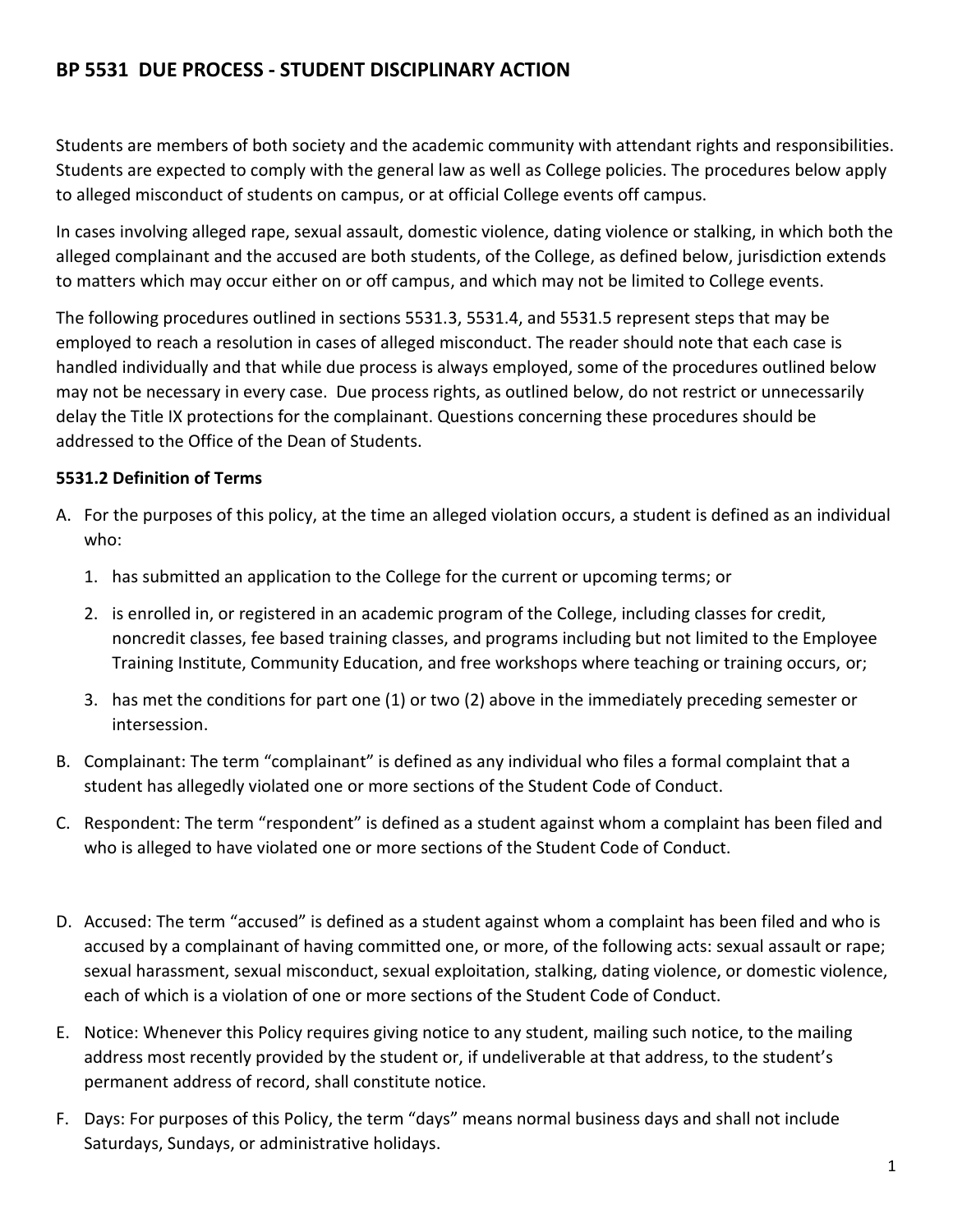# BP 5531 DUE PROCESS - STUDENT DISCIPLINARY ACTION

Students are members of both society and the academic community with attendant rights and responsibilities. Students are expected to comply with the general law as well as College policies. The procedures below apply to alleged misconduct of students on campus, or at official College events off campus.

In cases involving alleged rape, sexual assault, domestic violence, dating violence or stalking, in which both the alleged complainant and the accused are both students, of the College, as defined below, jurisdiction extends to matters which may occur either on or off campus, and which may not be limited to College events.

The following procedures outlined in sections 5531.3, 5531.4, and 5531.5 represent steps that may be employed to reach a resolution in cases of alleged misconduct. The reader should note that each case is handled individually and that while due process is always employed, some of the procedures outlined below may not be necessary in every case. Due process rights, as outlined below, do not restrict or unnecessarily delay the Title IX protections for the complainant. Questions concerning these procedures should be addressed to the Office of the Dean of Students.

**5531.2 Definition of Terms**

A. For the purposes of this policy, at the time an alleged violation occurs, a student is defined as an individual who:

   1. has submitted an application to the College for the current or upcoming terms; or

   2. is enrolled in, or registered in an academic program of the College, including classes for credit, noncredit classes, fee based training classes, and programs including but not limited to the Employee Training Institute, Community Education, and free workshops where teaching or training occurs, or;

   3. has met the conditions for part one (1) or two (2) above in the immediately preceding semester or intersession.

B. Complainant: The term "complainant" is defined as any individual who files a formal complaint that a student has allegedly violated one or more sections of the Student Code of Conduct.

C. Respondent: The term "respondent" is defined as a student against whom a complaint has been filed and who is alleged to have violated one or more sections of the Student Code of Conduct.

D. Accused: The term "accused" is defined as a student against whom a complaint has been filed and who is accused by a complainant of having committed one, or more, of the following acts: sexual assault or rape; sexual harassment, sexual misconduct, sexual exploitation, stalking, dating violence, or domestic violence, each of which is a violation of one or more sections of the Student Code of Conduct.

E. Notice: Whenever this Policy requires giving notice to any student, mailing such notice, to the mailing address most recently provided by the student or, if undeliverable at that address, to the student's permanent address of record, shall constitute notice.

F. Days: For purposes of this Policy, the term "days" means normal business days and shall not include Saturdays, Sundays, or administrative holidays.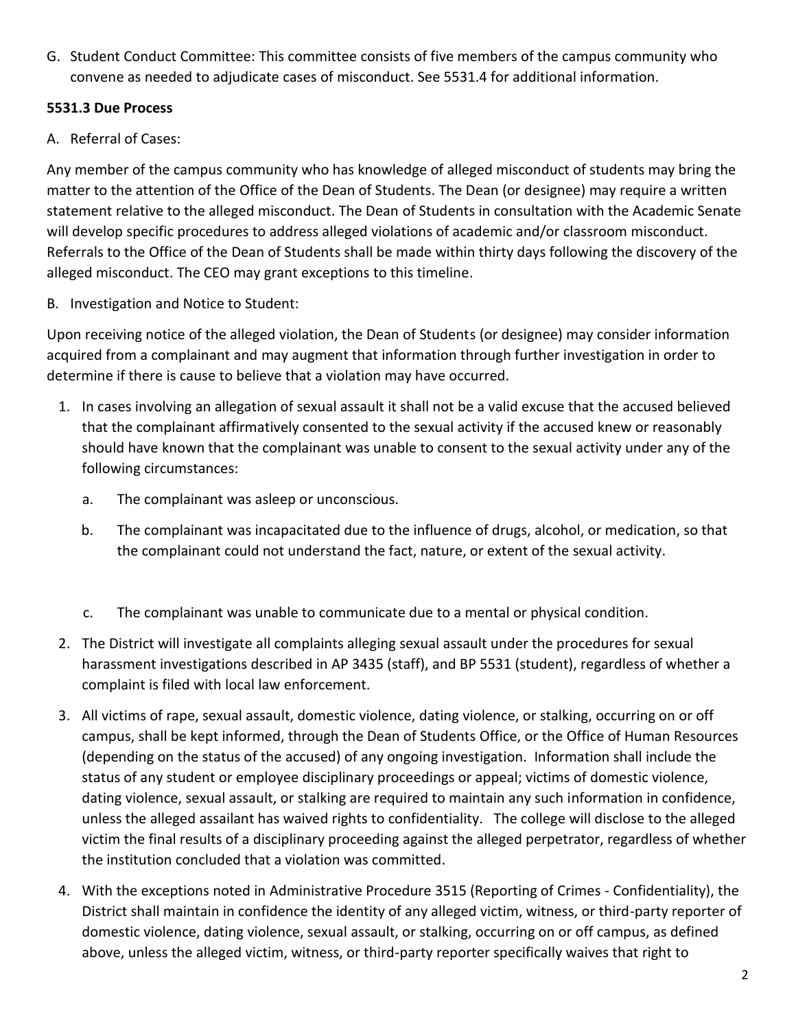G. Student Conduct Committee: This committee consists of five members of the campus community who convene as needed to adjudicate cases of misconduct. See 5531.4 for additional information.

**5531.3 Due Process**

A. Referral of Cases:

Any member of the campus community who has knowledge of alleged misconduct of students may bring the matter to the attention of the Office of the Dean of Students. The Dean (or designee) may require a written statement relative to the alleged misconduct. The Dean of Students in consultation with the Academic Senate will develop specific procedures to address alleged violations of academic and/or classroom misconduct. Referrals to the Office of the Dean of Students shall be made within thirty days following the discovery of the alleged misconduct. The CEO may grant exceptions to this timeline.

B. Investigation and Notice to Student:

Upon receiving notice of the alleged violation, the Dean of Students (or designee) may consider information acquired from a complainant and may augment that information through further investigation in order to determine if there is cause to believe that a violation may have occurred.

1. In cases involving an allegation of sexual assault it shall not be a valid excuse that the accused believed that the complainant affirmatively consented to the sexual activity if the accused knew or reasonably should have known that the complainant was unable to consent to the sexual activity under any of the following circumstances:
   a. The complainant was asleep or unconscious.
   b. The complainant was incapacitated due to the influence of drugs, alcohol, or medication, so that the complainant could not understand the fact, nature, or extent of the sexual activity.
   c. The complainant was unable to communicate due to a mental or physical condition.
2. The District will investigate all complaints alleging sexual assault under the procedures for sexual harassment investigations described in AP 3435 (staff), and BP 5531 (student), regardless of whether a complaint is filed with local law enforcement.
3. All victims of rape, sexual assault, domestic violence, dating violence, or stalking, occurring on or off campus, shall be kept informed, through the Dean of Students Office, or the Office of Human Resources (depending on the status of the accused) of any ongoing investigation. Information shall include the status of any student or employee disciplinary proceedings or appeal; victims of domestic violence, dating violence, sexual assault, or stalking are required to maintain any such information in confidence, unless the alleged assailant has waived rights to confidentiality. The college will disclose to the alleged victim the final results of a disciplinary proceeding against the alleged perpetrator, regardless of whether the institution concluded that a violation was committed.
4. With the exceptions noted in Administrative Procedure 3515 (Reporting of Crimes - Confidentiality), the District shall maintain in confidence the identity of any alleged victim, witness, or third-party reporter of domestic violence, dating violence, sexual assault, or stalking, occurring on or off campus, as defined above, unless the alleged victim, witness, or third-party reporter specifically waives that right to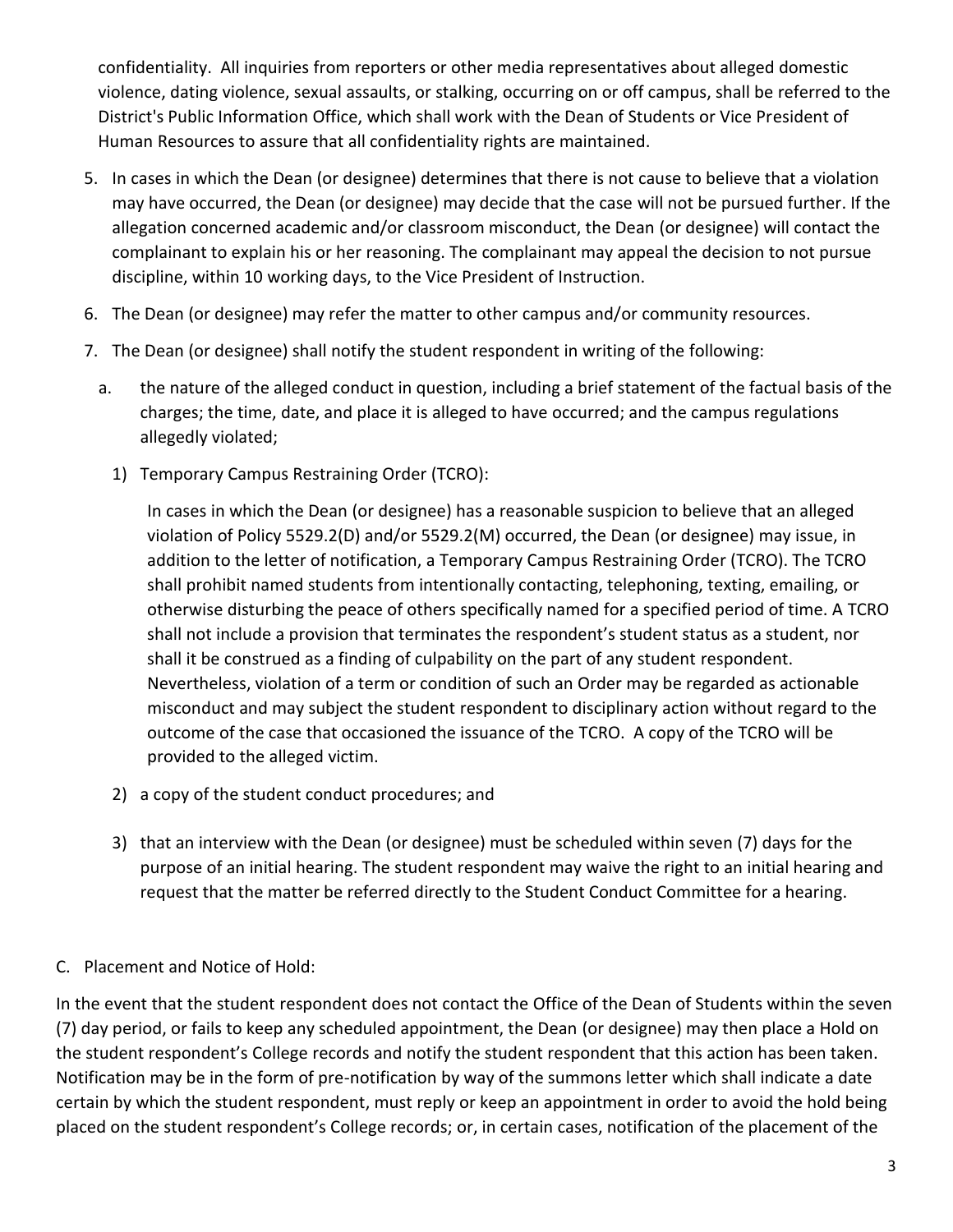confidentiality. All inquiries from reporters or other media representatives about alleged domestic violence, dating violence, sexual assaults, or stalking, occurring on or off campus, shall be referred to the District's Public Information Office, which shall work with the Dean of Students or Vice President of Human Resources to assure that all confidentiality rights are maintained.

5. In cases in which the Dean (or designee) determines that there is not cause to believe that a violation may have occurred, the Dean (or designee) may decide that the case will not be pursued further. If the allegation concerned academic and/or classroom misconduct, the Dean (or designee) will contact the complainant to explain his or her reasoning. The complainant may appeal the decision to not pursue discipline, within 10 working days, to the Vice President of Instruction.
6. The Dean (or designee) may refer the matter to other campus and/or community resources.
7. The Dean (or designee) shall notify the student respondent in writing of the following:
   a. the nature of the alleged conduct in question, including a brief statement of the factual basis of the charges; the time, date, and place it is alleged to have occurred; and the campus regulations allegedly violated;
      1) Temporary Campus Restraining Order (TCRO):

         In cases in which the Dean (or designee) has a reasonable suspicion to believe that an alleged violation of Policy 5529.2(D) and/or 5529.2(M) occurred, the Dean (or designee) may issue, in addition to the letter of notification, a Temporary Campus Restraining Order (TCRO). The TCRO shall prohibit named students from intentionally contacting, telephoning, texting, emailing, or otherwise disturbing the peace of others specifically named for a specified period of time. A TCRO shall not include a provision that terminates the respondent's student status as a student, nor shall it be construed as a finding of culpability on the part of any student respondent. Nevertheless, violation of a term or condition of such an Order may be regarded as actionable misconduct and may subject the student respondent to disciplinary action without regard to the outcome of the case that occasioned the issuance of the TCRO. A copy of the TCRO will be provided to the alleged victim.
      2) a copy of the student conduct procedures; and
      3) that an interview with the Dean (or designee) must be scheduled within seven (7) days for the purpose of an initial hearing. The student respondent may waive the right to an initial hearing and request that the matter be referred directly to the Student Conduct Committee for a hearing.

C. Placement and Notice of Hold:

In the event that the student respondent does not contact the Office of the Dean of Students within the seven (7) day period, or fails to keep any scheduled appointment, the Dean (or designee) may then place a Hold on the student respondent's College records and notify the student respondent that this action has been taken. Notification may be in the form of pre-notification by way of the summons letter which shall indicate a date certain by which the student respondent, must reply or keep an appointment in order to avoid the hold being placed on the student respondent's College records; or, in certain cases, notification of the placement of the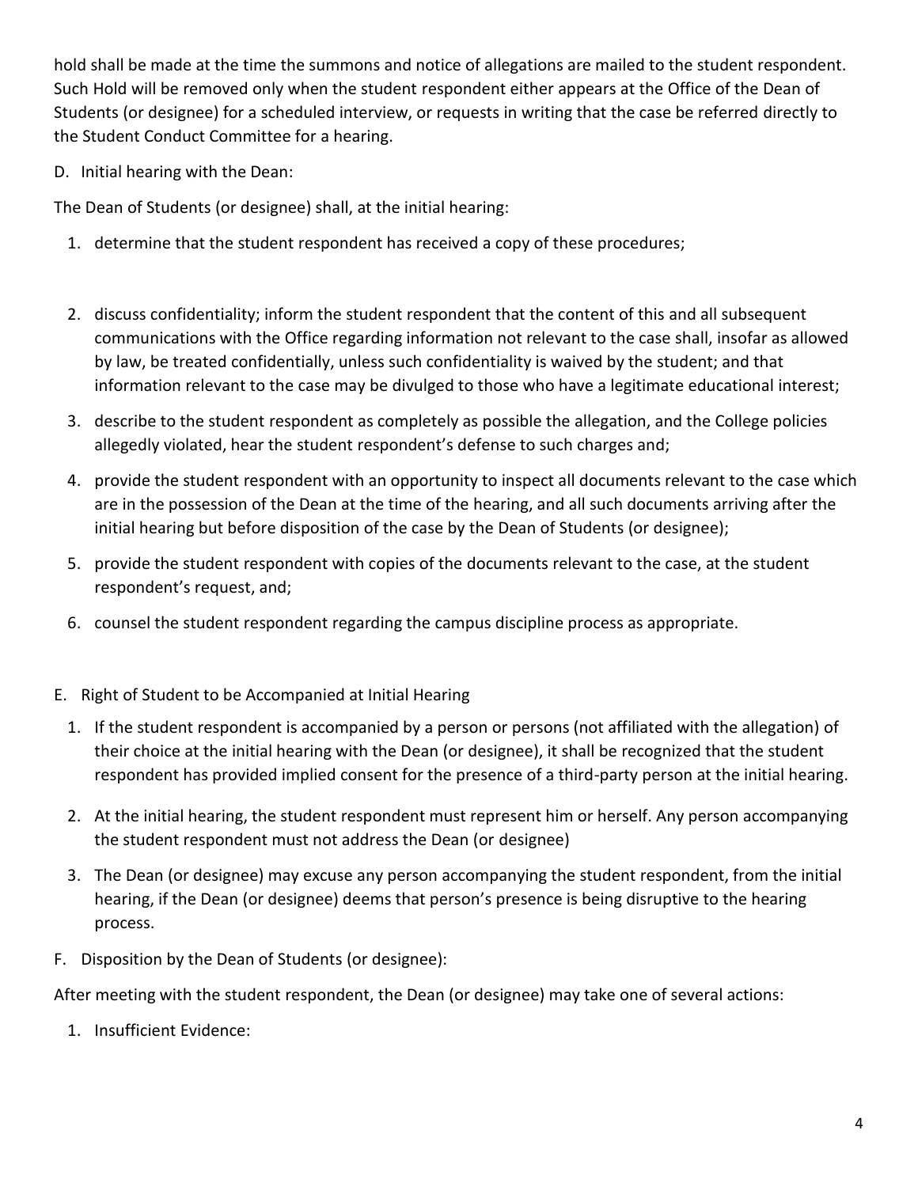hold shall be made at the time the summons and notice of allegations are mailed to the student respondent. Such Hold will be removed only when the student respondent either appears at the Office of the Dean of Students (or designee) for a scheduled interview, or requests in writing that the case be referred directly to the Student Conduct Committee for a hearing.

D. Initial hearing with the Dean:

The Dean of Students (or designee) shall, at the initial hearing:

1. determine that the student respondent has received a copy of these procedures;
2. discuss confidentiality; inform the student respondent that the content of this and all subsequent communications with the Office regarding information not relevant to the case shall, insofar as allowed by law, be treated confidentially, unless such confidentiality is waived by the student; and that information relevant to the case may be divulged to those who have a legitimate educational interest;
3. describe to the student respondent as completely as possible the allegation, and the College policies allegedly violated, hear the student respondent's defense to such charges and;
4. provide the student respondent with an opportunity to inspect all documents relevant to the case which are in the possession of the Dean at the time of the hearing, and all such documents arriving after the initial hearing but before disposition of the case by the Dean of Students (or designee);
5. provide the student respondent with copies of the documents relevant to the case, at the student respondent's request, and;
6. counsel the student respondent regarding the campus discipline process as appropriate.

E. Right of Student to be Accompanied at Initial Hearing

1. If the student respondent is accompanied by a person or persons (not affiliated with the allegation) of their choice at the initial hearing with the Dean (or designee), it shall be recognized that the student respondent has provided implied consent for the presence of a third-party person at the initial hearing.
2. At the initial hearing, the student respondent must represent him or herself. Any person accompanying the student respondent must not address the Dean (or designee)
3. The Dean (or designee) may excuse any person accompanying the student respondent, from the initial hearing, if the Dean (or designee) deems that person's presence is being disruptive to the hearing process.

F. Disposition by the Dean of Students (or designee):

After meeting with the student respondent, the Dean (or designee) may take one of several actions:

1. Insufficient Evidence: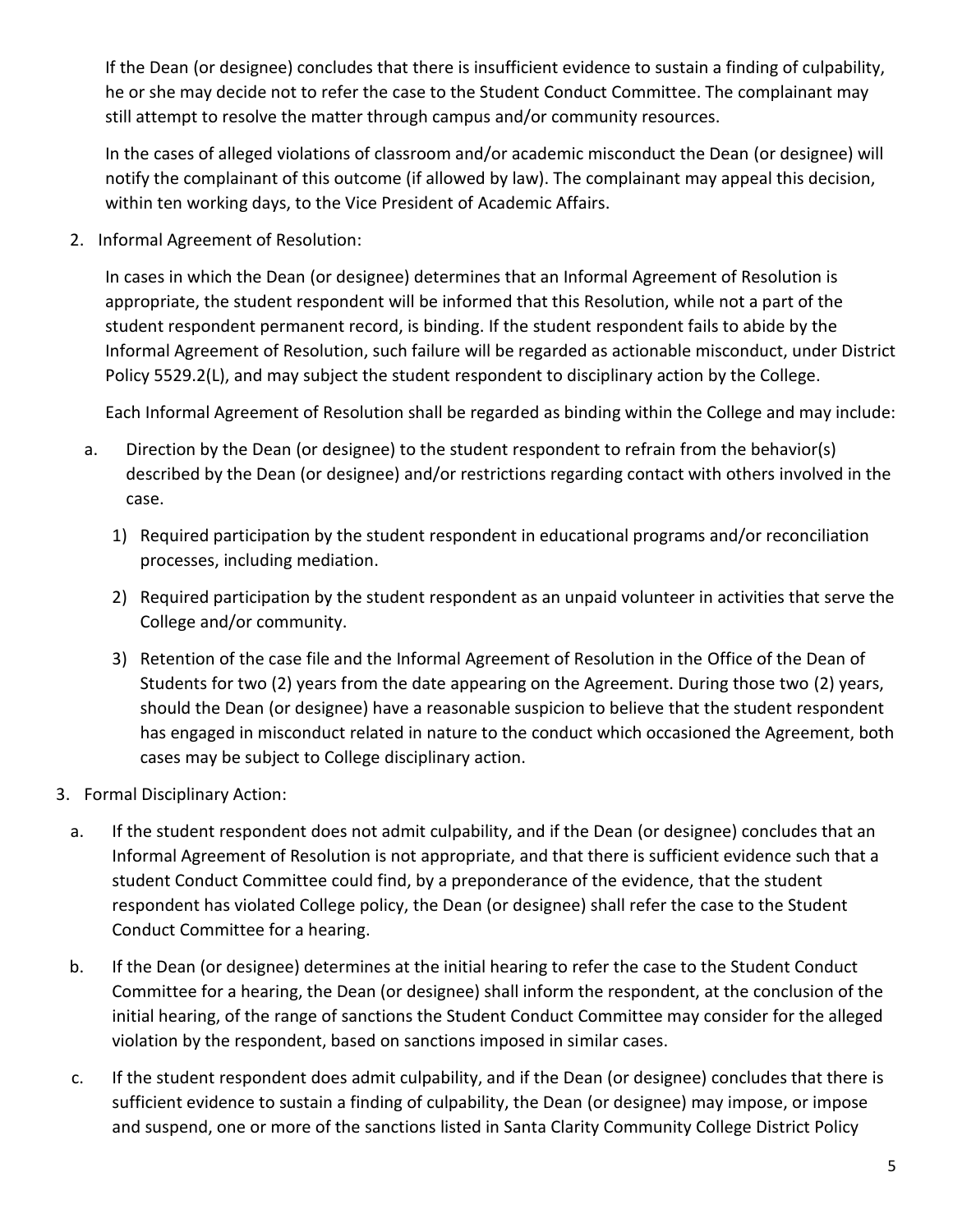If the Dean (or designee) concludes that there is insufficient evidence to sustain a finding of culpability, he or she may decide not to refer the case to the Student Conduct Committee. The complainant may still attempt to resolve the matter through campus and/or community resources.

In the cases of alleged violations of classroom and/or academic misconduct the Dean (or designee) will notify the complainant of this outcome (if allowed by law). The complainant may appeal this decision, within ten working days, to the Vice President of Academic Affairs.

2. Informal Agreement of Resolution:

   In cases in which the Dean (or designee) determines that an Informal Agreement of Resolution is appropriate, the student respondent will be informed that this Resolution, while not a part of the student respondent permanent record, is binding. If the student respondent fails to abide by the Informal Agreement of Resolution, such failure will be regarded as actionable misconduct, under District Policy 5529.2(L), and may subject the student respondent to disciplinary action by the College.

   Each Informal Agreement of Resolution shall be regarded as binding within the College and may include:

   a. Direction by the Dean (or designee) to the student respondent to refrain from the behavior(s) described by the Dean (or designee) and/or restrictions regarding contact with others involved in the case.

      1) Required participation by the student respondent in educational programs and/or reconciliation processes, including mediation.

      2) Required participation by the student respondent as an unpaid volunteer in activities that serve the College and/or community.

      3) Retention of the case file and the Informal Agreement of Resolution in the Office of the Dean of Students for two (2) years from the date appearing on the Agreement. During those two (2) years, should the Dean (or designee) have a reasonable suspicion to believe that the student respondent has engaged in misconduct related in nature to the conduct which occasioned the Agreement, both cases may be subject to College disciplinary action.

3. Formal Disciplinary Action:

   a. If the student respondent does not admit culpability, and if the Dean (or designee) concludes that an Informal Agreement of Resolution is not appropriate, and that there is sufficient evidence such that a student Conduct Committee could find, by a preponderance of the evidence, that the student respondent has violated College policy, the Dean (or designee) shall refer the case to the Student Conduct Committee for a hearing.

   b. If the Dean (or designee) determines at the initial hearing to refer the case to the Student Conduct Committee for a hearing, the Dean (or designee) shall inform the respondent, at the conclusion of the initial hearing, of the range of sanctions the Student Conduct Committee may consider for the alleged violation by the respondent, based on sanctions imposed in similar cases.

   c. If the student respondent does admit culpability, and if the Dean (or designee) concludes that there is sufficient evidence to sustain a finding of culpability, the Dean (or designee) may impose, or impose and suspend, one or more of the sanctions listed in Santa Clarity Community College District Policy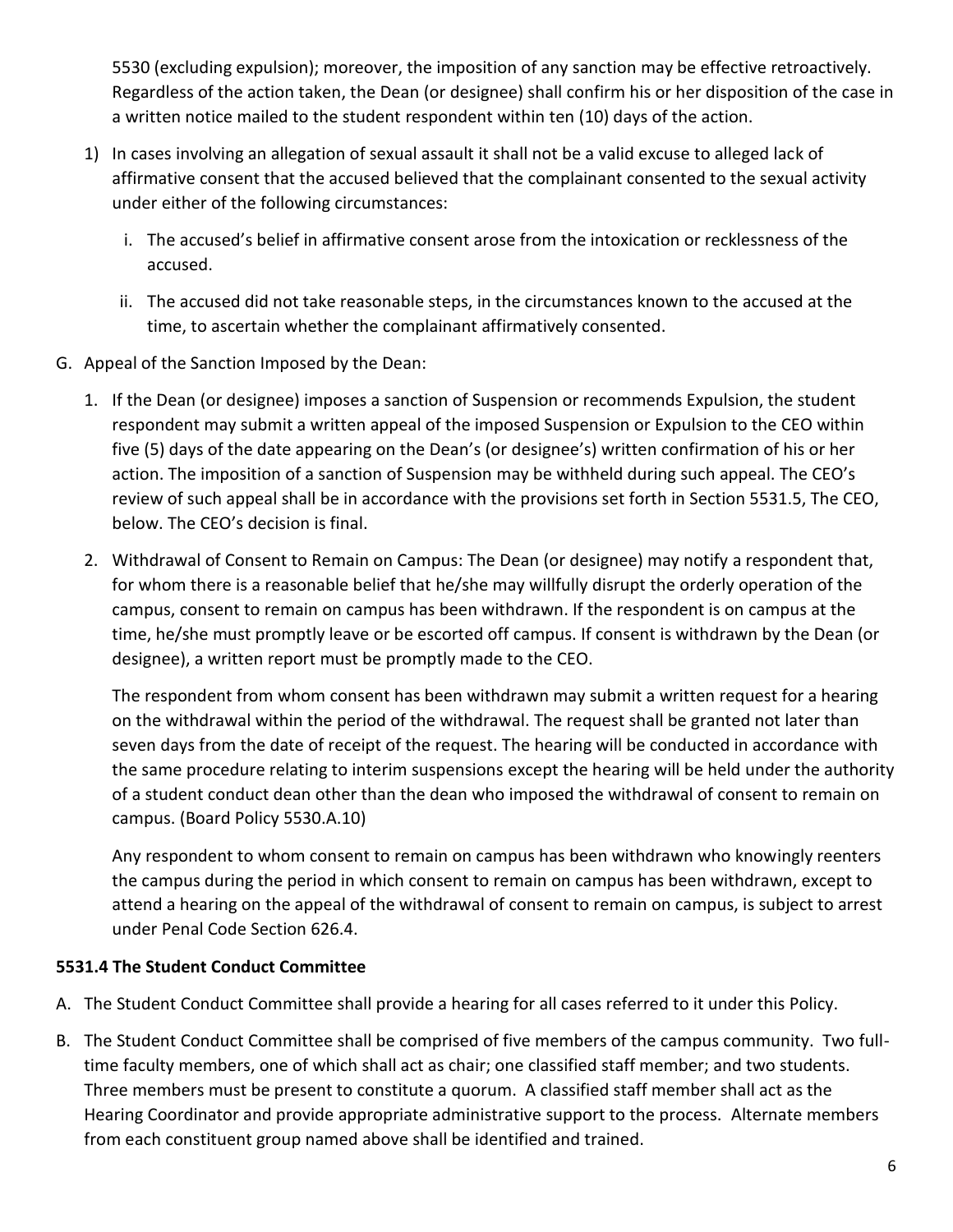5530 (excluding expulsion); moreover, the imposition of any sanction may be effective retroactively. Regardless of the action taken, the Dean (or designee) shall confirm his or her disposition of the case in a written notice mailed to the student respondent within ten (10) days of the action.

1) In cases involving an allegation of sexual assault it shall not be a valid excuse to alleged lack of affirmative consent that the accused believed that the complainant consented to the sexual activity under either of the following circumstances:

   i. The accused's belief in affirmative consent arose from the intoxication or recklessness of the accused.

   ii. The accused did not take reasonable steps, in the circumstances known to the accused at the time, to ascertain whether the complainant affirmatively consented.

G. Appeal of the Sanction Imposed by the Dean:

1. If the Dean (or designee) imposes a sanction of Suspension or recommends Expulsion, the student respondent may submit a written appeal of the imposed Suspension or Expulsion to the CEO within five (5) days of the date appearing on the Dean's (or designee's) written confirmation of his or her action. The imposition of a sanction of Suspension may be withheld during such appeal. The CEO's review of such appeal shall be in accordance with the provisions set forth in Section 5531.5, The CEO, below. The CEO's decision is final.

2. Withdrawal of Consent to Remain on Campus: The Dean (or designee) may notify a respondent that, for whom there is a reasonable belief that he/she may willfully disrupt the orderly operation of the campus, consent to remain on campus has been withdrawn. If the respondent is on campus at the time, he/she must promptly leave or be escorted off campus. If consent is withdrawn by the Dean (or designee), a written report must be promptly made to the CEO.

   The respondent from whom consent has been withdrawn may submit a written request for a hearing on the withdrawal within the period of the withdrawal. The request shall be granted not later than seven days from the date of receipt of the request. The hearing will be conducted in accordance with the same procedure relating to interim suspensions except the hearing will be held under the authority of a student conduct dean other than the dean who imposed the withdrawal of consent to remain on campus. (Board Policy 5530.A.10)

   Any respondent to whom consent to remain on campus has been withdrawn who knowingly reenters the campus during the period in which consent to remain on campus has been withdrawn, except to attend a hearing on the appeal of the withdrawal of consent to remain on campus, is subject to arrest under Penal Code Section 626.4.

**5531.4 The Student Conduct Committee**

A. The Student Conduct Committee shall provide a hearing for all cases referred to it under this Policy.

B. The Student Conduct Committee shall be comprised of five members of the campus community. Two full-time faculty members, one of which shall act as chair; one classified staff member; and two students. Three members must be present to constitute a quorum. A classified staff member shall act as the Hearing Coordinator and provide appropriate administrative support to the process. Alternate members from each constituent group named above shall be identified and trained.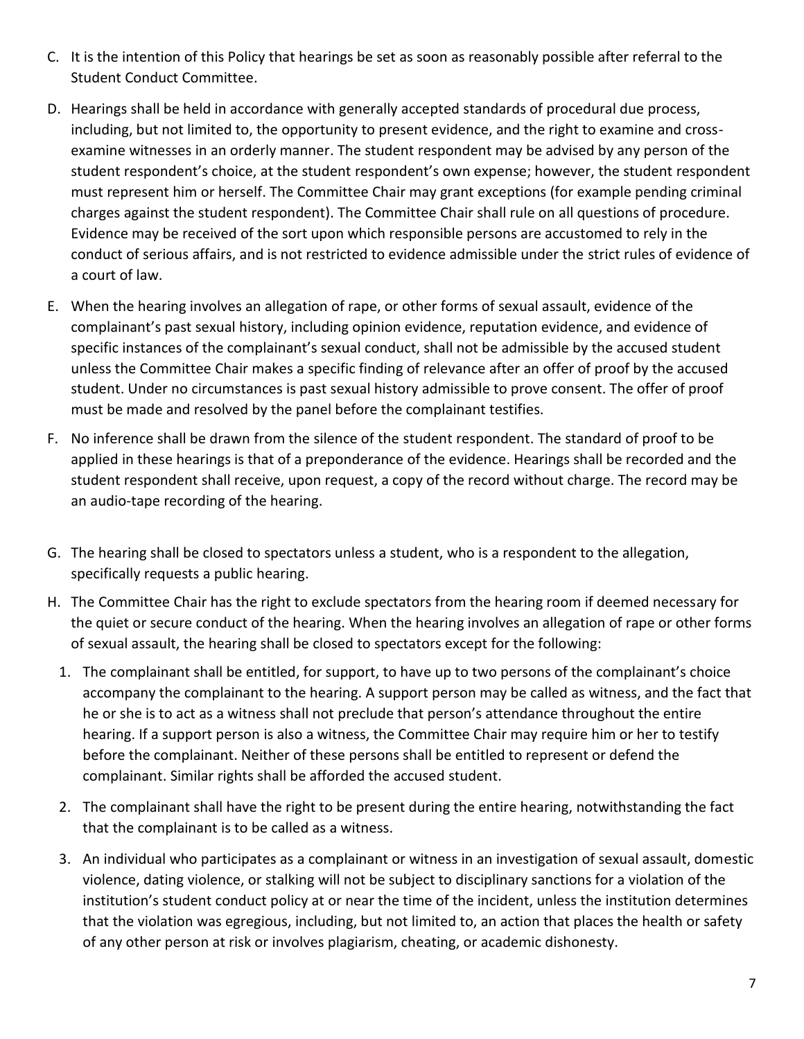C. It is the intention of this Policy that hearings be set as soon as reasonably possible after referral to the Student Conduct Committee.

D. Hearings shall be held in accordance with generally accepted standards of procedural due process, including, but not limited to, the opportunity to present evidence, and the right to examine and cross-examine witnesses in an orderly manner. The student respondent may be advised by any person of the student respondent's choice, at the student respondent's own expense; however, the student respondent must represent him or herself. The Committee Chair may grant exceptions (for example pending criminal charges against the student respondent). The Committee Chair shall rule on all questions of procedure. Evidence may be received of the sort upon which responsible persons are accustomed to rely in the conduct of serious affairs, and is not restricted to evidence admissible under the strict rules of evidence of a court of law.

E. When the hearing involves an allegation of rape, or other forms of sexual assault, evidence of the complainant's past sexual history, including opinion evidence, reputation evidence, and evidence of specific instances of the complainant's sexual conduct, shall not be admissible by the accused student unless the Committee Chair makes a specific finding of relevance after an offer of proof by the accused student. Under no circumstances is past sexual history admissible to prove consent. The offer of proof must be made and resolved by the panel before the complainant testifies.

F. No inference shall be drawn from the silence of the student respondent. The standard of proof to be applied in these hearings is that of a preponderance of the evidence. Hearings shall be recorded and the student respondent shall receive, upon request, a copy of the record without charge. The record may be an audio-tape recording of the hearing.

G. The hearing shall be closed to spectators unless a student, who is a respondent to the allegation, specifically requests a public hearing.

H. The Committee Chair has the right to exclude spectators from the hearing room if deemed necessary for the quiet or secure conduct of the hearing. When the hearing involves an allegation of rape or other forms of sexual assault, the hearing shall be closed to spectators except for the following:

   1. The complainant shall be entitled, for support, to have up to two persons of the complainant's choice accompany the complainant to the hearing. A support person may be called as witness, and the fact that he or she is to act as a witness shall not preclude that person's attendance throughout the entire hearing. If a support person is also a witness, the Committee Chair may require him or her to testify before the complainant. Neither of these persons shall be entitled to represent or defend the complainant. Similar rights shall be afforded the accused student.

   2. The complainant shall have the right to be present during the entire hearing, notwithstanding the fact that the complainant is to be called as a witness.

   3. An individual who participates as a complainant or witness in an investigation of sexual assault, domestic violence, dating violence, or stalking will not be subject to disciplinary sanctions for a violation of the institution's student conduct policy at or near the time of the incident, unless the institution determines that the violation was egregious, including, but not limited to, an action that places the health or safety of any other person at risk or involves plagiarism, cheating, or academic dishonesty.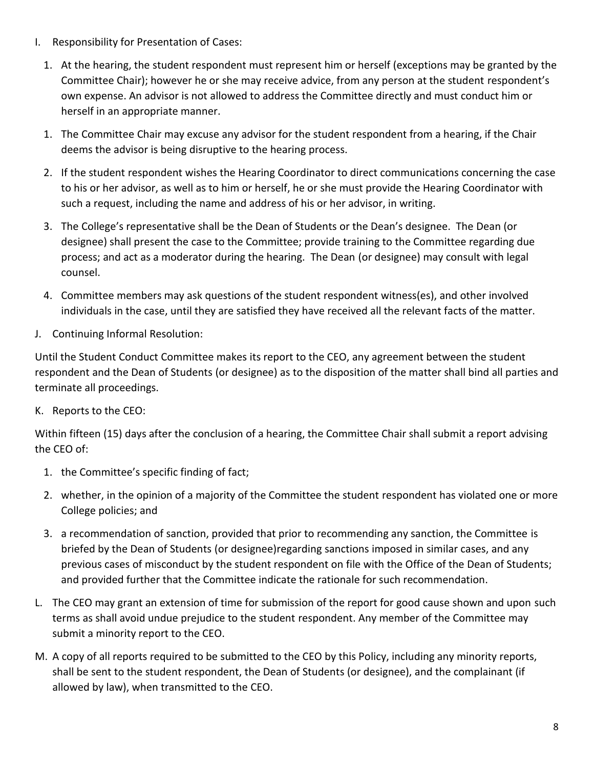I. Responsibility for Presentation of Cases:

   1. At the hearing, the student respondent must represent him or herself (exceptions may be granted by the Committee Chair); however he or she may receive advice, from any person at the student respondent's own expense. An advisor is not allowed to address the Committee directly and must conduct him or herself in an appropriate manner.

   1. The Committee Chair may excuse any advisor for the student respondent from a hearing, if the Chair deems the advisor is being disruptive to the hearing process.

   2. If the student respondent wishes the Hearing Coordinator to direct communications concerning the case to his or her advisor, as well as to him or herself, he or she must provide the Hearing Coordinator with such a request, including the name and address of his or her advisor, in writing.

   3. The College's representative shall be the Dean of Students or the Dean's designee. The Dean (or designee) shall present the case to the Committee; provide training to the Committee regarding due process; and act as a moderator during the hearing. The Dean (or designee) may consult with legal counsel.

   4. Committee members may ask questions of the student respondent witness(es), and other involved individuals in the case, until they are satisfied they have received all the relevant facts of the matter.

J. Continuing Informal Resolution:

Until the Student Conduct Committee makes its report to the CEO, any agreement between the student respondent and the Dean of Students (or designee) as to the disposition of the matter shall bind all parties and terminate all proceedings.

K. Reports to the CEO:

Within fifteen (15) days after the conclusion of a hearing, the Committee Chair shall submit a report advising the CEO of:

   1. the Committee's specific finding of fact;

   2. whether, in the opinion of a majority of the Committee the student respondent has violated one or more College policies; and

   3. a recommendation of sanction, provided that prior to recommending any sanction, the Committee is briefed by the Dean of Students (or designee)regarding sanctions imposed in similar cases, and any previous cases of misconduct by the student respondent on file with the Office of the Dean of Students; and provided further that the Committee indicate the rationale for such recommendation.

L. The CEO may grant an extension of time for submission of the report for good cause shown and upon such terms as shall avoid undue prejudice to the student respondent. Any member of the Committee may submit a minority report to the CEO.

M. A copy of all reports required to be submitted to the CEO by this Policy, including any minority reports, shall be sent to the student respondent, the Dean of Students (or designee), and the complainant (if allowed by law), when transmitted to the CEO.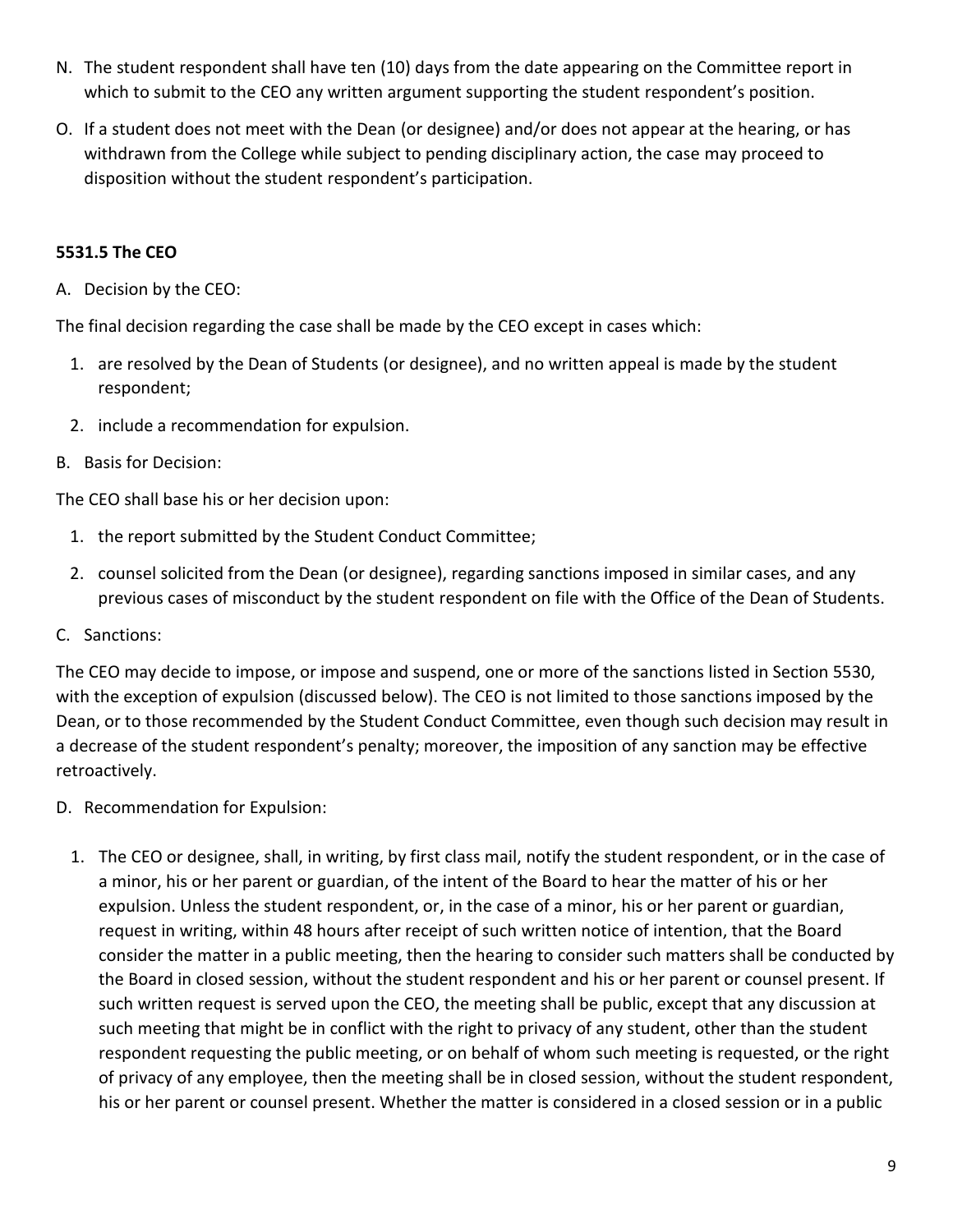N. The student respondent shall have ten (10) days from the date appearing on the Committee report in which to submit to the CEO any written argument supporting the student respondent's position.

O. If a student does not meet with the Dean (or designee) and/or does not appear at the hearing, or has withdrawn from the College while subject to pending disciplinary action, the case may proceed to disposition without the student respondent's participation.

### 5531.5 The CEO

A. Decision by the CEO:

The final decision regarding the case shall be made by the CEO except in cases which:

1. are resolved by the Dean of Students (or designee), and no written appeal is made by the student respondent;
2. include a recommendation for expulsion.

B. Basis for Decision:

The CEO shall base his or her decision upon:

1. the report submitted by the Student Conduct Committee;
2. counsel solicited from the Dean (or designee), regarding sanctions imposed in similar cases, and any previous cases of misconduct by the student respondent on file with the Office of the Dean of Students.

C. Sanctions:

The CEO may decide to impose, or impose and suspend, one or more of the sanctions listed in Section 5530, with the exception of expulsion (discussed below). The CEO is not limited to those sanctions imposed by the Dean, or to those recommended by the Student Conduct Committee, even though such decision may result in a decrease of the student respondent's penalty; moreover, the imposition of any sanction may be effective retroactively.

D. Recommendation for Expulsion:

1. The CEO or designee, shall, in writing, by first class mail, notify the student respondent, or in the case of a minor, his or her parent or guardian, of the intent of the Board to hear the matter of his or her expulsion. Unless the student respondent, or, in the case of a minor, his or her parent or guardian, request in writing, within 48 hours after receipt of such written notice of intention, that the Board consider the matter in a public meeting, then the hearing to consider such matters shall be conducted by the Board in closed session, without the student respondent and his or her parent or counsel present. If such written request is served upon the CEO, the meeting shall be public, except that any discussion at such meeting that might be in conflict with the right to privacy of any student, other than the student respondent requesting the public meeting, or on behalf of whom such meeting is requested, or the right of privacy of any employee, then the meeting shall be in closed session, without the student respondent, his or her parent or counsel present. Whether the matter is considered in a closed session or in a public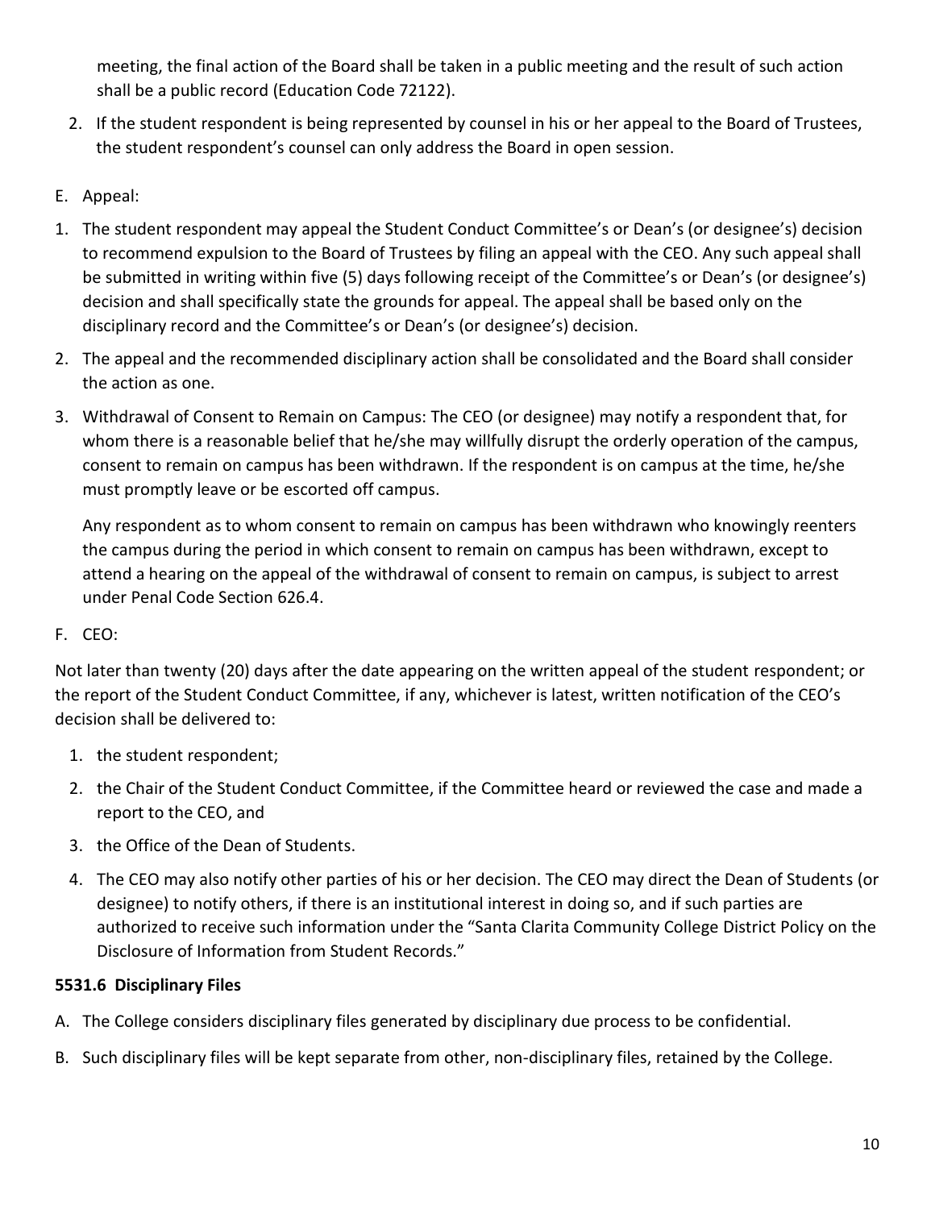meeting, the final action of the Board shall be taken in a public meeting and the result of such action shall be a public record (Education Code 72122).

2. If the student respondent is being represented by counsel in his or her appeal to the Board of Trustees, the student respondent's counsel can only address the Board in open session.

E. Appeal:

1. The student respondent may appeal the Student Conduct Committee's or Dean's (or designee's) decision to recommend expulsion to the Board of Trustees by filing an appeal with the CEO. Any such appeal shall be submitted in writing within five (5) days following receipt of the Committee's or Dean's (or designee's) decision and shall specifically state the grounds for appeal. The appeal shall be based only on the disciplinary record and the Committee's or Dean's (or designee's) decision.
2. The appeal and the recommended disciplinary action shall be consolidated and the Board shall consider the action as one.
3. Withdrawal of Consent to Remain on Campus: The CEO (or designee) may notify a respondent that, for whom there is a reasonable belief that he/she may willfully disrupt the orderly operation of the campus, consent to remain on campus has been withdrawn. If the respondent is on campus at the time, he/she must promptly leave or be escorted off campus.

   Any respondent as to whom consent to remain on campus has been withdrawn who knowingly reenters the campus during the period in which consent to remain on campus has been withdrawn, except to attend a hearing on the appeal of the withdrawal of consent to remain on campus, is subject to arrest under Penal Code Section 626.4.

F. CEO:

Not later than twenty (20) days after the date appearing on the written appeal of the student respondent; or the report of the Student Conduct Committee, if any, whichever is latest, written notification of the CEO's decision shall be delivered to:

1. the student respondent;
2. the Chair of the Student Conduct Committee, if the Committee heard or reviewed the case and made a report to the CEO, and
3. the Office of the Dean of Students.
4. The CEO may also notify other parties of his or her decision. The CEO may direct the Dean of Students (or designee) to notify others, if there is an institutional interest in doing so, and if such parties are authorized to receive such information under the "Santa Clarita Community College District Policy on the Disclosure of Information from Student Records."

### 5531.6 Disciplinary Files

A. The College considers disciplinary files generated by disciplinary due process to be confidential.

B. Such disciplinary files will be kept separate from other, non-disciplinary files, retained by the College.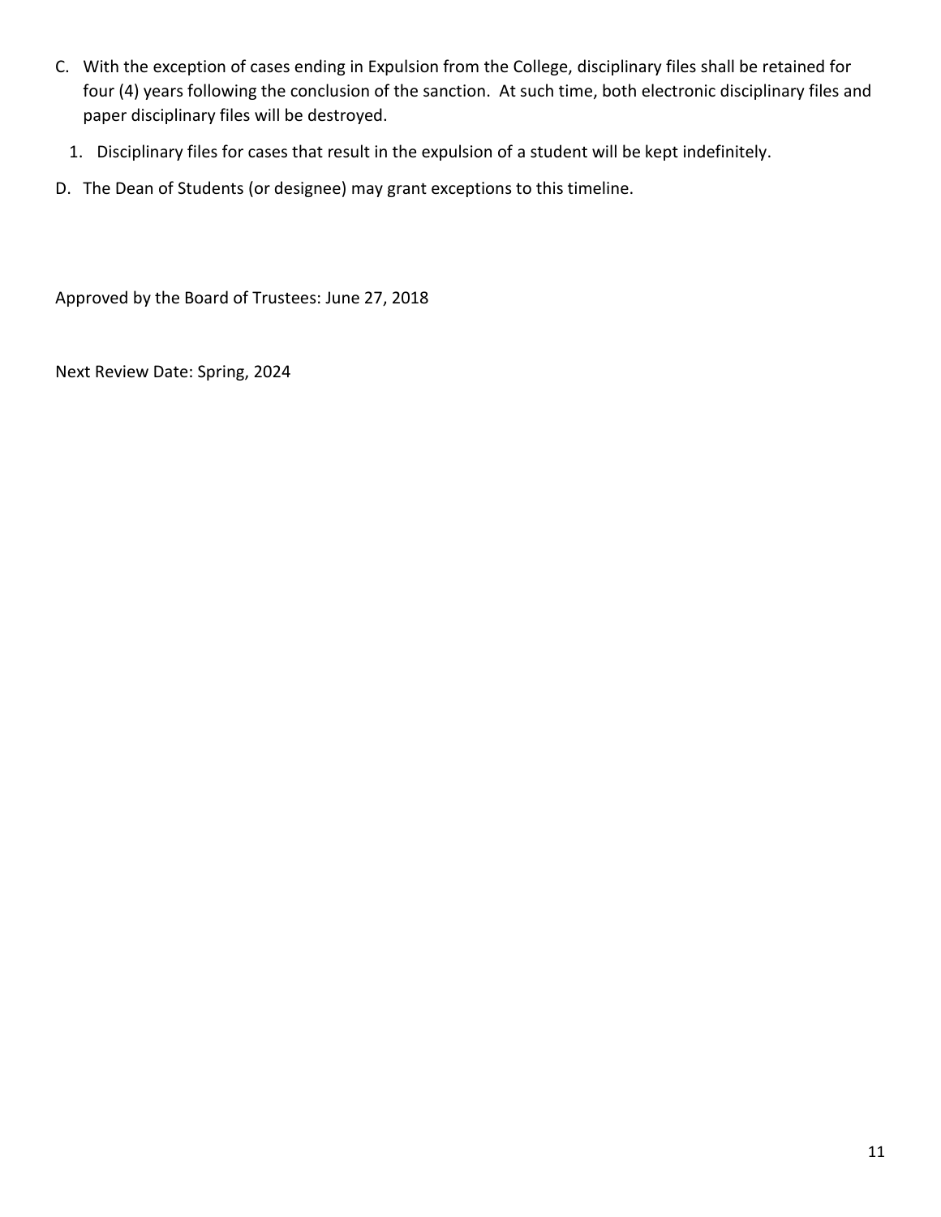C. With the exception of cases ending in Expulsion from the College, disciplinary files shall be retained for four (4) years following the conclusion of the sanction. At such time, both electronic disciplinary files and paper disciplinary files will be destroyed.

   1. Disciplinary files for cases that result in the expulsion of a student will be kept indefinitely.

D. The Dean of Students (or designee) may grant exceptions to this timeline.

Approved by the Board of Trustees: June 27, 2018

Next Review Date: Spring, 2024